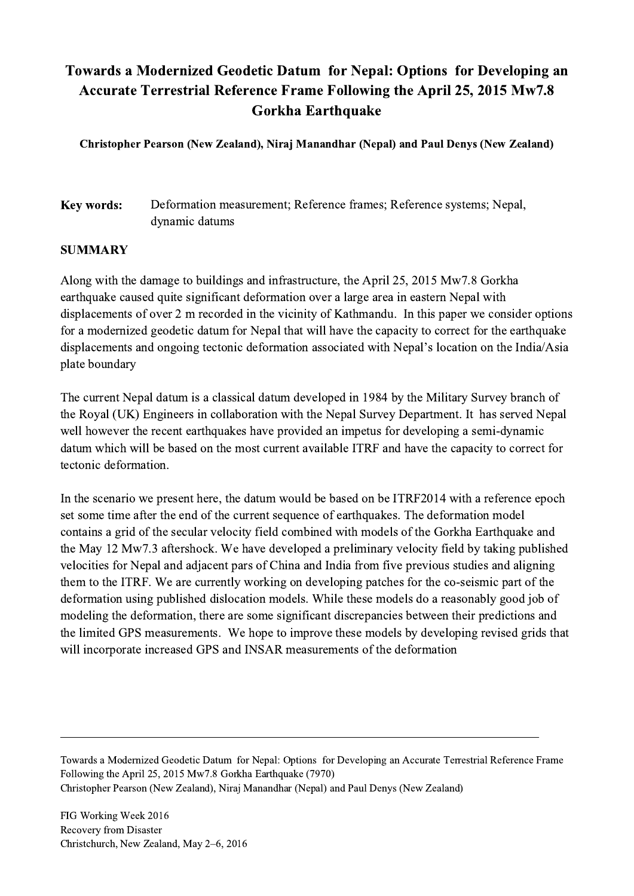# Towards a Modernized Geodetic Datum for Nepal: Options for Developing an Accurate Terrestrial Reference Frame Following the April 25, 2015 Mw7.8 Gorkha Earthquake

**Christopher Pearson (New Zealand), Niraj Manandhar (Nepal) and Paul Denys (New Zealand)**

**Key words:** Deformation measurement; Reference frames; Reference systems; Nepal, dynamic datums

## SUMMARY

Along with the damage to buildings and infrastructure, the April 25, 2015 Mw7.8 Gorkha earthquake caused quite significant deformation over a large area in eastern Nepal with displacements of over 2 m recorded in the vicinity of Kathmandu. In this paper we consider options for a modernized geodetic datum for Nepal that will have the capacity to correct for the earthquake displacements and ongoing tectonic deformation associated with Nepal's location on the India/Asia plate boundary

The current Nepal datum is a classical datum developed in 1984 by the Military Survey branch of the Royal (UK) Engineers in collaboration with the Nepal Survey Department. It has served Nepal well however the recent earthquakes have provided an impetus for developing a semi-dynamic datum which will be based on the most current available ITRF and have the capacity to correct for tectonic deformation.

In the scenario we present here, the datum would be based on be ITRF2014 with a reference epoch set some time after the end of the current sequence of earthquakes. The deformation model contains a grid of the secular velocity field combined with models of the Gorkha Earthquake and the May 12 Mw7.3 aftershock. We have developed a preliminary velocity field by taking published velocities for Nepal and adjacent pars of China and India from five previous studies and aligning them to the ITRF. We are currently working on developing patches for the co-seismic part of the deformation using published dislocation models. While these models do a reasonably good job of modeling the deformation, there are some significant discrepancies between their predictions and the limited GPS measurements. We hope to improve these models by developing revised grids that will incorporate increased GPS and INSAR measurements of the deformation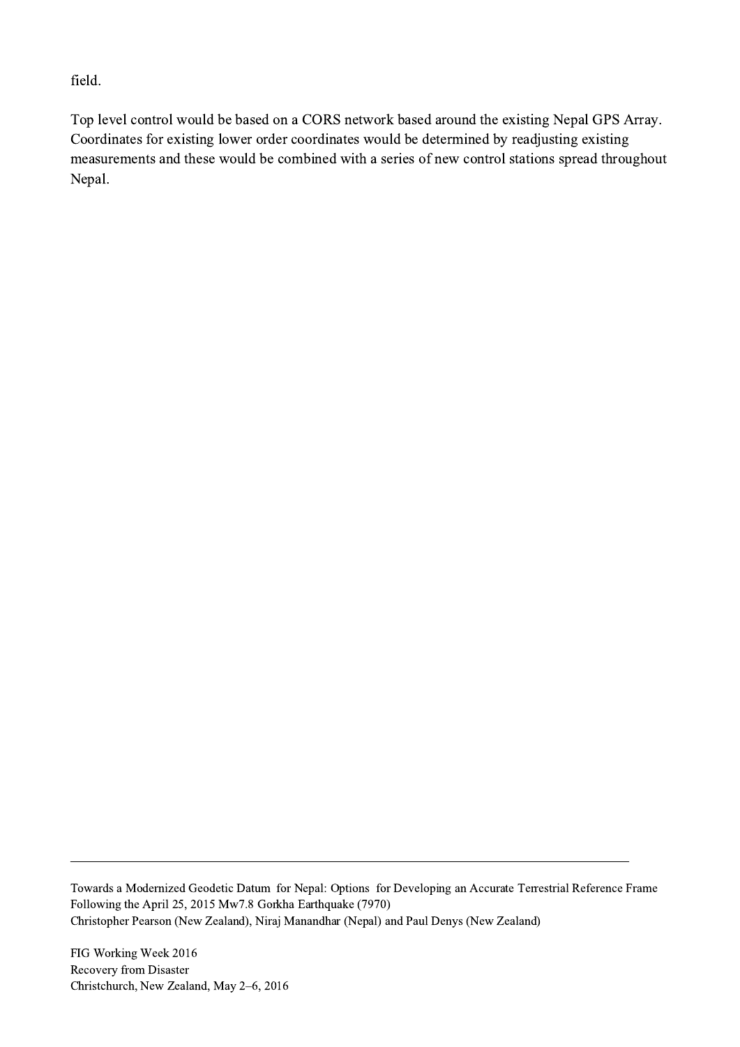field.

Top level control would be based on a CORS network based around the existing Nepal GPS Array. Coordinates for existing lower order coordinates would be determined by readjusting existing measurements and these would be combined with a series of new control stations spread throughout Nepal.